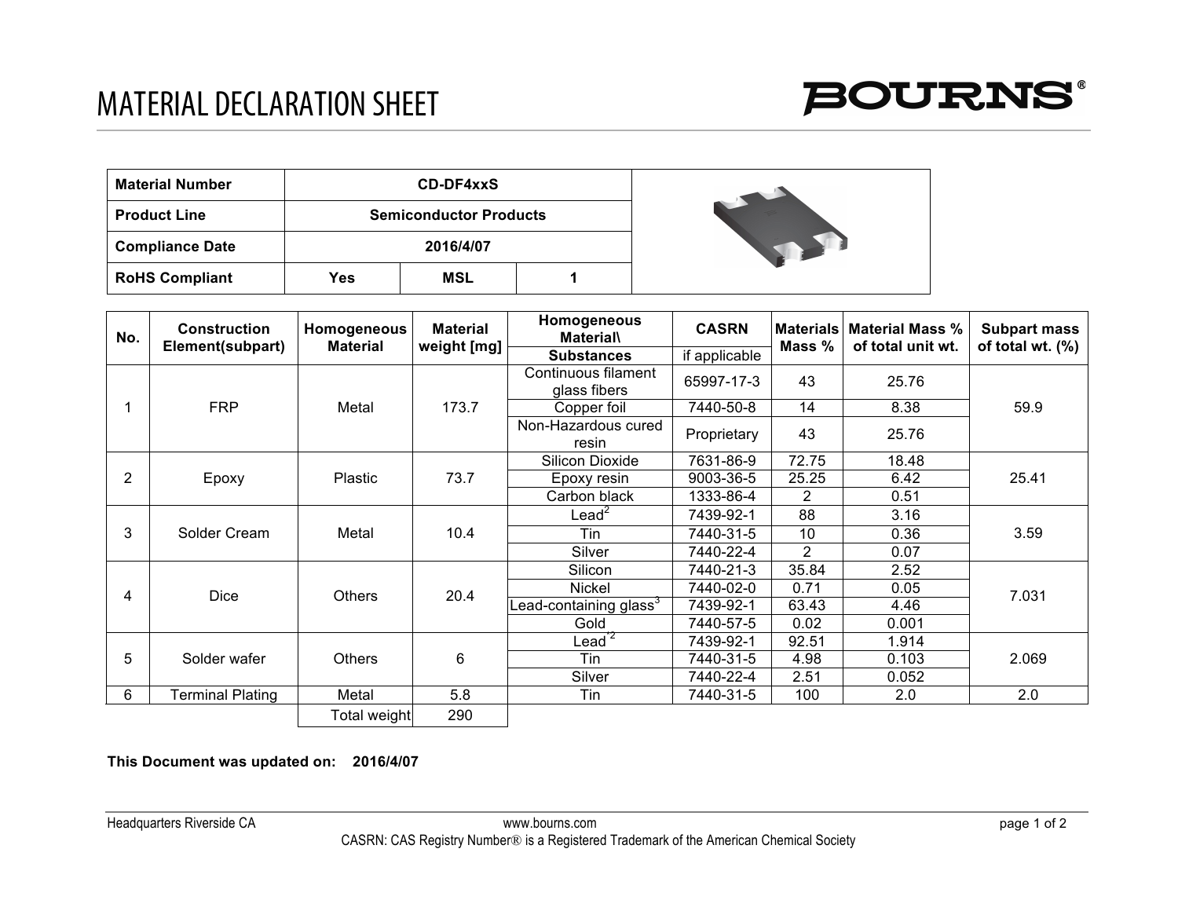# MATERIAL DECLARATION SHEET

**BOURNS®**

| **Material Number** | **CD-DF4xxS** | | |
|---|---|---|---|
| **Product Line** | **Semiconductor Products** | | |
| **Compliance Date** | **2016/4/07** | | |
| **RoHS Compliant** | **Yes** | **MSL** | **1** |

| No. | Construction Element(subpart) | Homogeneous Material | Material weight [mg] | Homogeneous Material\ Substances | CASRN if applicable | Materials Mass % | Material Mass % of total unit wt. | Subpart mass of total wt. (%) |
|---|---|---|---|---|---|---|---|---|
| 1 | FRP | Metal | 173.7 | Continuous filament glass fibers | 65997-17-3 | 43 | 25.76 | 59.9 |
| | | | | Copper foil | 7440-50-8 | 14 | 8.38 | |
| | | | | Non-Hazardous cured resin | Proprietary | 43 | 25.76 | |
| 2 | Epoxy | Plastic | 73.7 | Silicon Dioxide | 7631-86-9 | 72.75 | 18.48 | 25.41 |
| | | | | Epoxy resin | 9003-36-5 | 25.25 | 6.42 | |
| | | | | Carbon black | 1333-86-4 | 2 | 0.51 | |
| 3 | Solder Cream | Metal | 10.4 | Lead[2] | 7439-92-1 | 88 | 3.16 | 3.59 |
| | | | | Tin | 7440-31-5 | 10 | 0.36 | |
| | | | | Silver | 7440-22-4 | 2 | 0.07 | |
| 4 | Dice | Others | 20.4 | Silicon | 7440-21-3 | 35.84 | 2.52 | 7.031 |
| | | | | Nickel | 7440-02-0 | 0.71 | 0.05 | |
| | | | | Lead-containing glass[3] | 7439-92-1 | 63.43 | 4.46 | |
| | | | | Gold | 7440-57-5 | 0.02 | 0.001 | |
| 5 | Solder wafer | Others | 6 | Lead[*2] | 7439-92-1 | 92.51 | 1.914 | 2.069 |
| | | | | Tin | 7440-31-5 | 4.98 | 0.103 | |
| | | | | Silver | 7440-22-4 | 2.51 | 0.052 | |
| 6 | Terminal Plating | Metal | 5.8 | Tin | 7440-31-5 | 100 | 2.0 | 2.0 |
| | | Total weight | 290 | | | | | |

**This Document was updated on: 2016/4/07**

Headquarters Riverside CA www.bourns.com

CASRN: CAS Registry Number® is a Registered Trademark of the American Chemical Society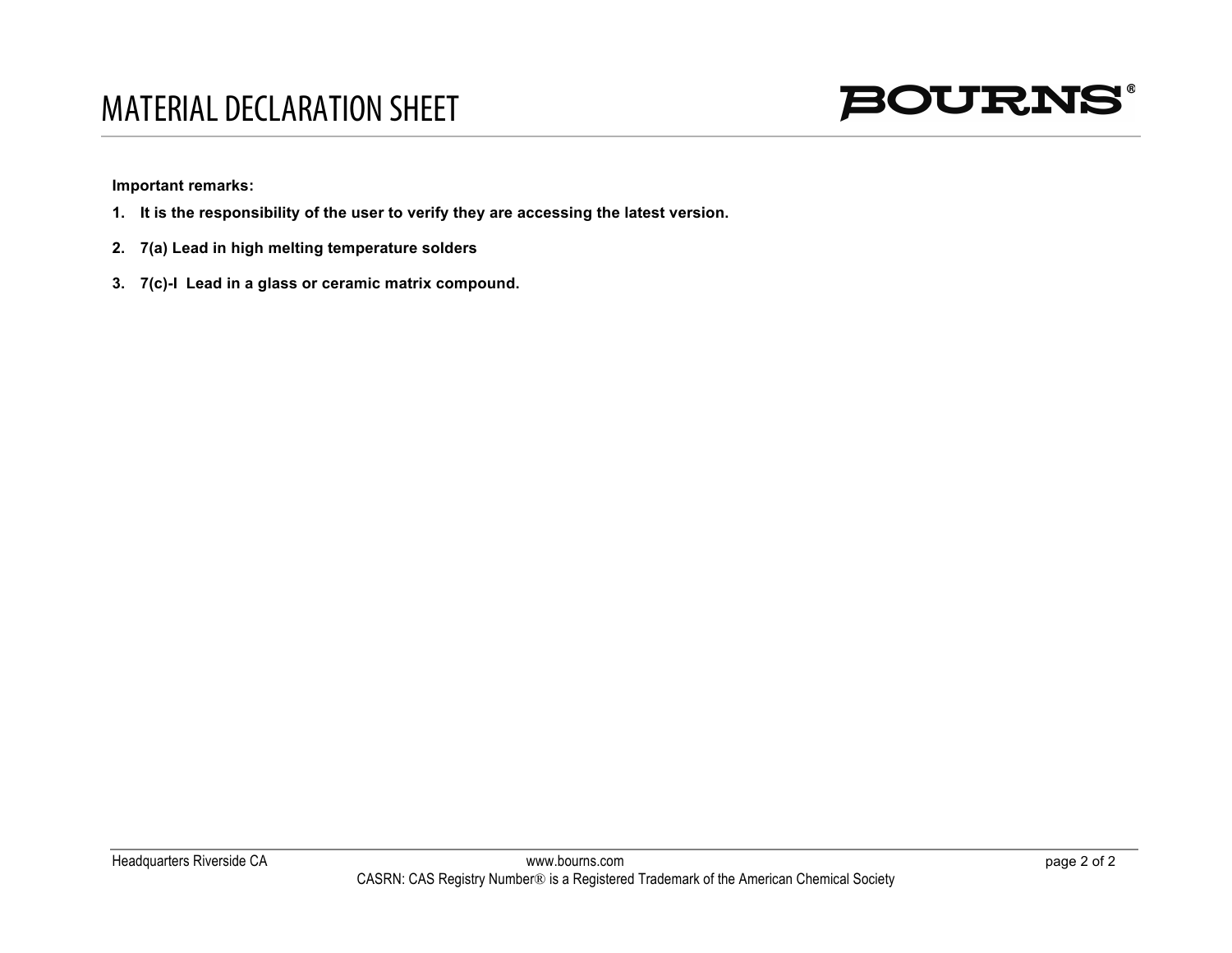**Important remarks:**

1. **It is the responsibility of the user to verify they are accessing the latest version.**
2. **7(a) Lead in high melting temperature solders**
3. **7(c)-I Lead in a glass or ceramic matrix compound.**